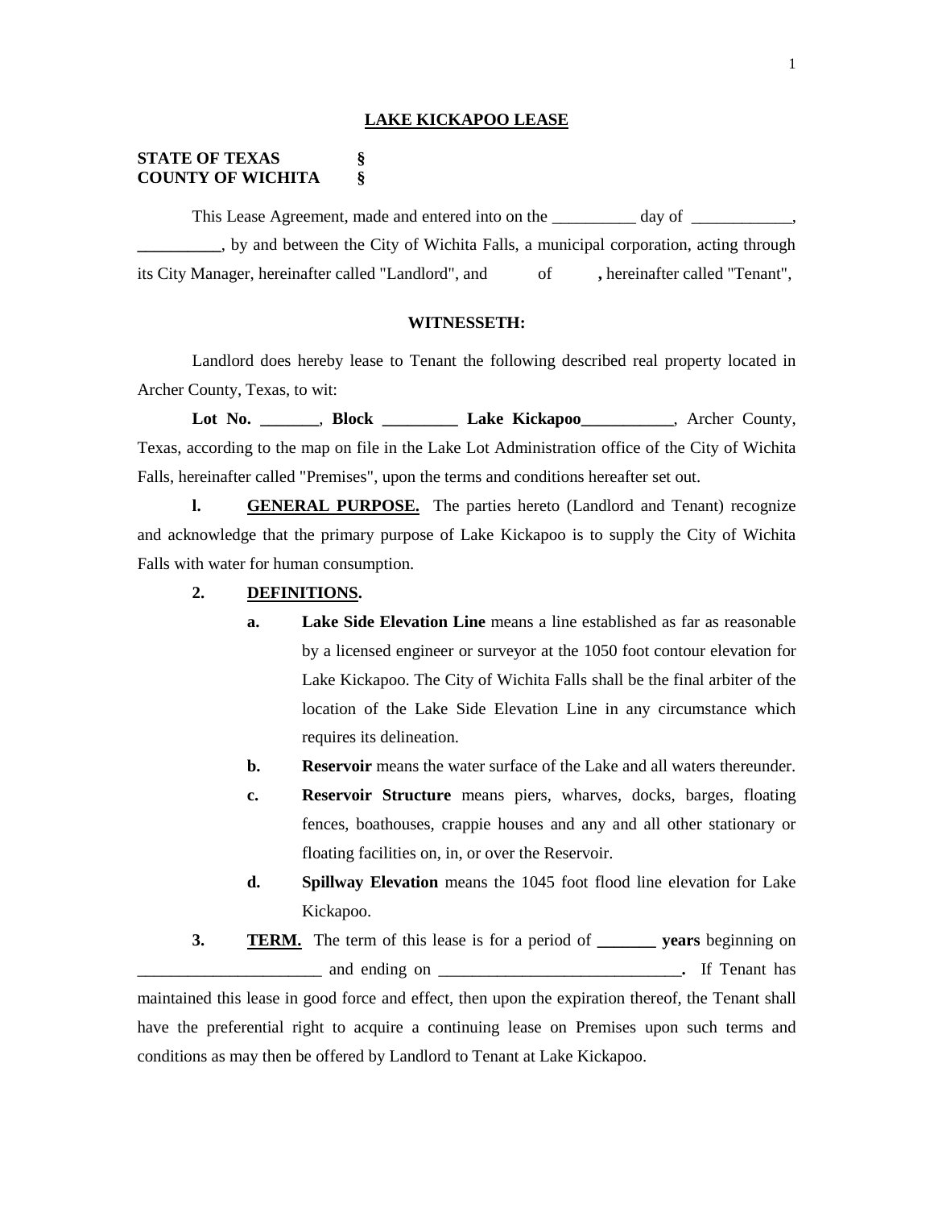# LAKE KICKAPOO LEASE

**STATE OF TEXAS §**
**COUNTY OF WICHITA §**

This Lease Agreement, made and entered into on the __________ day of ____________, __________, by and between the City of Wichita Falls, a municipal corporation, acting through its City Manager, hereinafter called "Landlord", and of **,** hereinafter called "Tenant",

**WITNESSETH:**

Landlord does hereby lease to Tenant the following described real property located in Archer County, Texas, to wit:

**Lot No. _______**, **Block _________ Lake Kickapoo___________**, Archer County, Texas, according to the map on file in the Lake Lot Administration office of the City of Wichita Falls, hereinafter called "Premises", upon the terms and conditions hereafter set out.

**l.** **GENERAL PURPOSE.** The parties hereto (Landlord and Tenant) recognize and acknowledge that the primary purpose of Lake Kickapoo is to supply the City of Wichita Falls with water for human consumption.

**2.** **DEFINITIONS.**

- **a.** **Lake Side Elevation Line** means a line established as far as reasonable by a licensed engineer or surveyor at the 1050 foot contour elevation for Lake Kickapoo. The City of Wichita Falls shall be the final arbiter of the location of the Lake Side Elevation Line in any circumstance which requires its delineation.
- **b.** **Reservoir** means the water surface of the Lake and all waters thereunder.
- **c.** **Reservoir Structure** means piers, wharves, docks, barges, floating fences, boathouses, crappie houses and any and all other stationary or floating facilities on, in, or over the Reservoir.
- **d.** **Spillway Elevation** means the 1045 foot flood line elevation for Lake Kickapoo.

**3.** **TERM.** The term of this lease is for a period of **_______ years** beginning on ______________________ and ending on _____________________________**.** If Tenant has maintained this lease in good force and effect, then upon the expiration thereof, the Tenant shall have the preferential right to acquire a continuing lease on Premises upon such terms and conditions as may then be offered by Landlord to Tenant at Lake Kickapoo.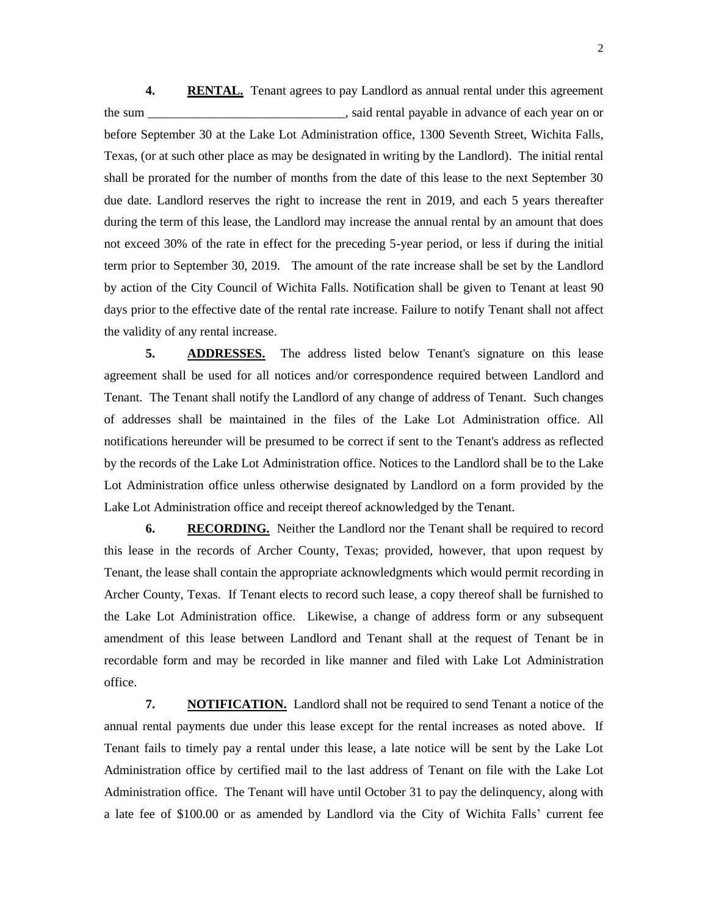**4. RENTAL.** Tenant agrees to pay Landlord as annual rental under this agreement the sum _______________________________, said rental payable in advance of each year on or before September 30 at the Lake Lot Administration office, 1300 Seventh Street, Wichita Falls, Texas, (or at such other place as may be designated in writing by the Landlord). The initial rental shall be prorated for the number of months from the date of this lease to the next September 30 due date. Landlord reserves the right to increase the rent in 2019, and each 5 years thereafter during the term of this lease, the Landlord may increase the annual rental by an amount that does not exceed 30% of the rate in effect for the preceding 5-year period, or less if during the initial term prior to September 30, 2019. The amount of the rate increase shall be set by the Landlord by action of the City Council of Wichita Falls. Notification shall be given to Tenant at least 90 days prior to the effective date of the rental rate increase. Failure to notify Tenant shall not affect the validity of any rental increase.

**5. ADDRESSES.** The address listed below Tenant's signature on this lease agreement shall be used for all notices and/or correspondence required between Landlord and Tenant. The Tenant shall notify the Landlord of any change of address of Tenant. Such changes of addresses shall be maintained in the files of the Lake Lot Administration office. All notifications hereunder will be presumed to be correct if sent to the Tenant's address as reflected by the records of the Lake Lot Administration office. Notices to the Landlord shall be to the Lake Lot Administration office unless otherwise designated by Landlord on a form provided by the Lake Lot Administration office and receipt thereof acknowledged by the Tenant.

**6. RECORDING.** Neither the Landlord nor the Tenant shall be required to record this lease in the records of Archer County, Texas; provided, however, that upon request by Tenant, the lease shall contain the appropriate acknowledgments which would permit recording in Archer County, Texas. If Tenant elects to record such lease, a copy thereof shall be furnished to the Lake Lot Administration office. Likewise, a change of address form or any subsequent amendment of this lease between Landlord and Tenant shall at the request of Tenant be in recordable form and may be recorded in like manner and filed with Lake Lot Administration office.

**7. NOTIFICATION.** Landlord shall not be required to send Tenant a notice of the annual rental payments due under this lease except for the rental increases as noted above. If Tenant fails to timely pay a rental under this lease, a late notice will be sent by the Lake Lot Administration office by certified mail to the last address of Tenant on file with the Lake Lot Administration office. The Tenant will have until October 31 to pay the delinquency, along with a late fee of $100.00 or as amended by Landlord via the City of Wichita Falls' current fee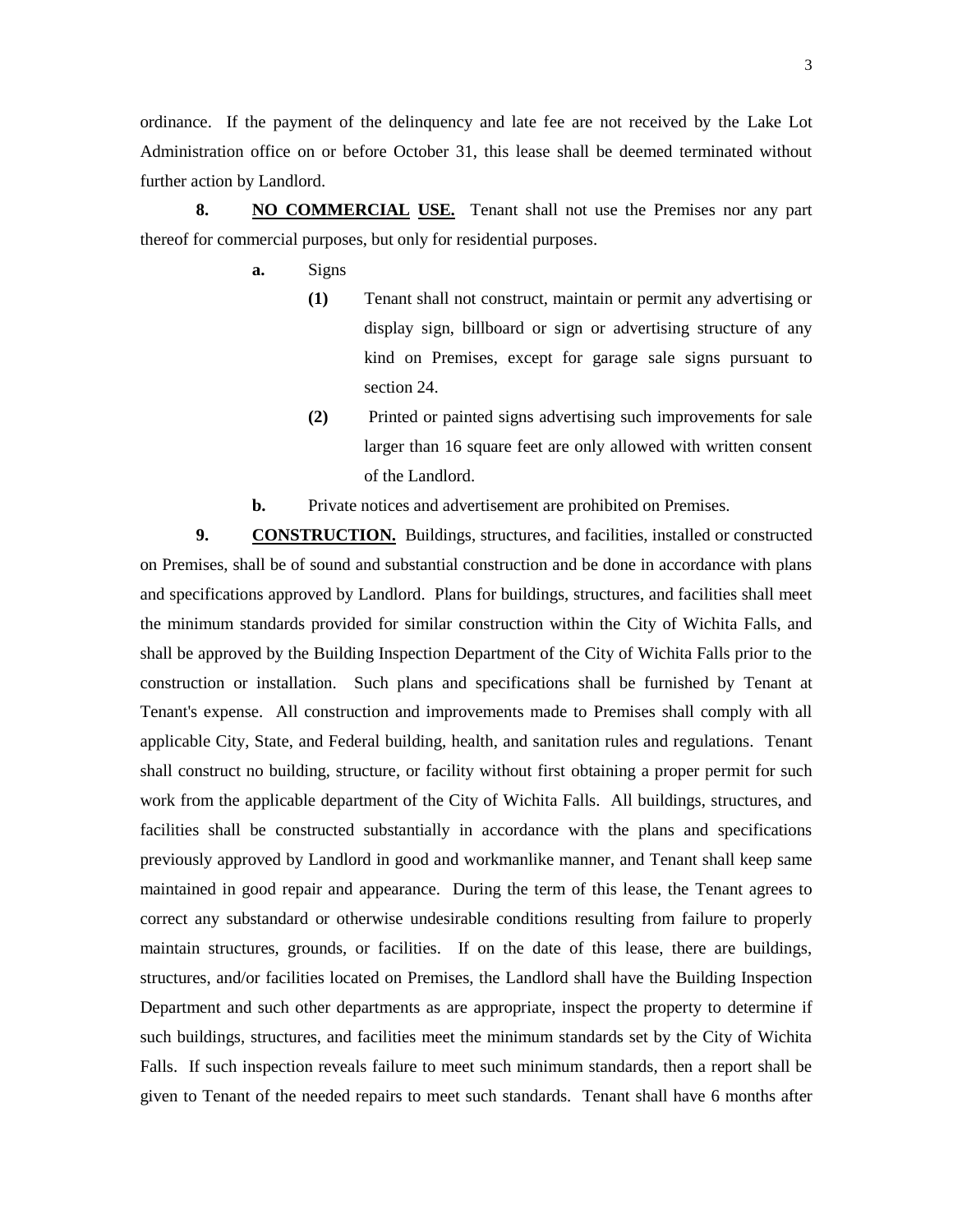ordinance. If the payment of the delinquency and late fee are not received by the Lake Lot Administration office on or before October 31, this lease shall be deemed terminated without further action by Landlord.

**8. NO COMMERCIAL USE.** Tenant shall not use the Premises nor any part thereof for commercial purposes, but only for residential purposes.

**a.** Signs

**(1)** Tenant shall not construct, maintain or permit any advertising or display sign, billboard or sign or advertising structure of any kind on Premises, except for garage sale signs pursuant to section 24.

**(2)** Printed or painted signs advertising such improvements for sale larger than 16 square feet are only allowed with written consent of the Landlord.

**b.** Private notices and advertisement are prohibited on Premises.

**9. CONSTRUCTION.** Buildings, structures, and facilities, installed or constructed on Premises, shall be of sound and substantial construction and be done in accordance with plans and specifications approved by Landlord. Plans for buildings, structures, and facilities shall meet the minimum standards provided for similar construction within the City of Wichita Falls, and shall be approved by the Building Inspection Department of the City of Wichita Falls prior to the construction or installation. Such plans and specifications shall be furnished by Tenant at Tenant's expense. All construction and improvements made to Premises shall comply with all applicable City, State, and Federal building, health, and sanitation rules and regulations. Tenant shall construct no building, structure, or facility without first obtaining a proper permit for such work from the applicable department of the City of Wichita Falls. All buildings, structures, and facilities shall be constructed substantially in accordance with the plans and specifications previously approved by Landlord in good and workmanlike manner, and Tenant shall keep same maintained in good repair and appearance. During the term of this lease, the Tenant agrees to correct any substandard or otherwise undesirable conditions resulting from failure to properly maintain structures, grounds, or facilities. If on the date of this lease, there are buildings, structures, and/or facilities located on Premises, the Landlord shall have the Building Inspection Department and such other departments as are appropriate, inspect the property to determine if such buildings, structures, and facilities meet the minimum standards set by the City of Wichita Falls. If such inspection reveals failure to meet such minimum standards, then a report shall be given to Tenant of the needed repairs to meet such standards. Tenant shall have 6 months after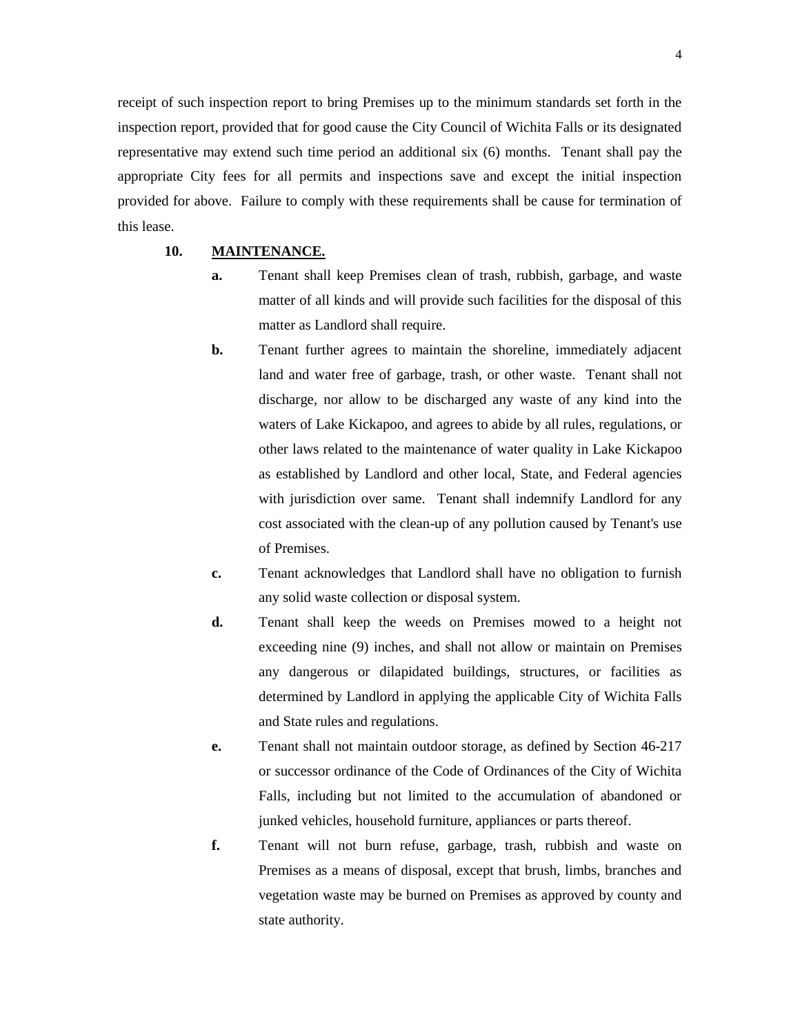receipt of such inspection report to bring Premises up to the minimum standards set forth in the inspection report, provided that for good cause the City Council of Wichita Falls or its designated representative may extend such time period an additional six (6) months. Tenant shall pay the appropriate City fees for all permits and inspections save and except the initial inspection provided for above. Failure to comply with these requirements shall be cause for termination of this lease.

**10. MAINTENANCE.**

**a.** Tenant shall keep Premises clean of trash, rubbish, garbage, and waste matter of all kinds and will provide such facilities for the disposal of this matter as Landlord shall require.

**b.** Tenant further agrees to maintain the shoreline, immediately adjacent land and water free of garbage, trash, or other waste. Tenant shall not discharge, nor allow to be discharged any waste of any kind into the waters of Lake Kickapoo, and agrees to abide by all rules, regulations, or other laws related to the maintenance of water quality in Lake Kickapoo as established by Landlord and other local, State, and Federal agencies with jurisdiction over same. Tenant shall indemnify Landlord for any cost associated with the clean-up of any pollution caused by Tenant's use of Premises.

**c.** Tenant acknowledges that Landlord shall have no obligation to furnish any solid waste collection or disposal system.

**d.** Tenant shall keep the weeds on Premises mowed to a height not exceeding nine (9) inches, and shall not allow or maintain on Premises any dangerous or dilapidated buildings, structures, or facilities as determined by Landlord in applying the applicable City of Wichita Falls and State rules and regulations.

**e.** Tenant shall not maintain outdoor storage, as defined by Section 46-217 or successor ordinance of the Code of Ordinances of the City of Wichita Falls, including but not limited to the accumulation of abandoned or junked vehicles, household furniture, appliances or parts thereof.

**f.** Tenant will not burn refuse, garbage, trash, rubbish and waste on Premises as a means of disposal, except that brush, limbs, branches and vegetation waste may be burned on Premises as approved by county and state authority.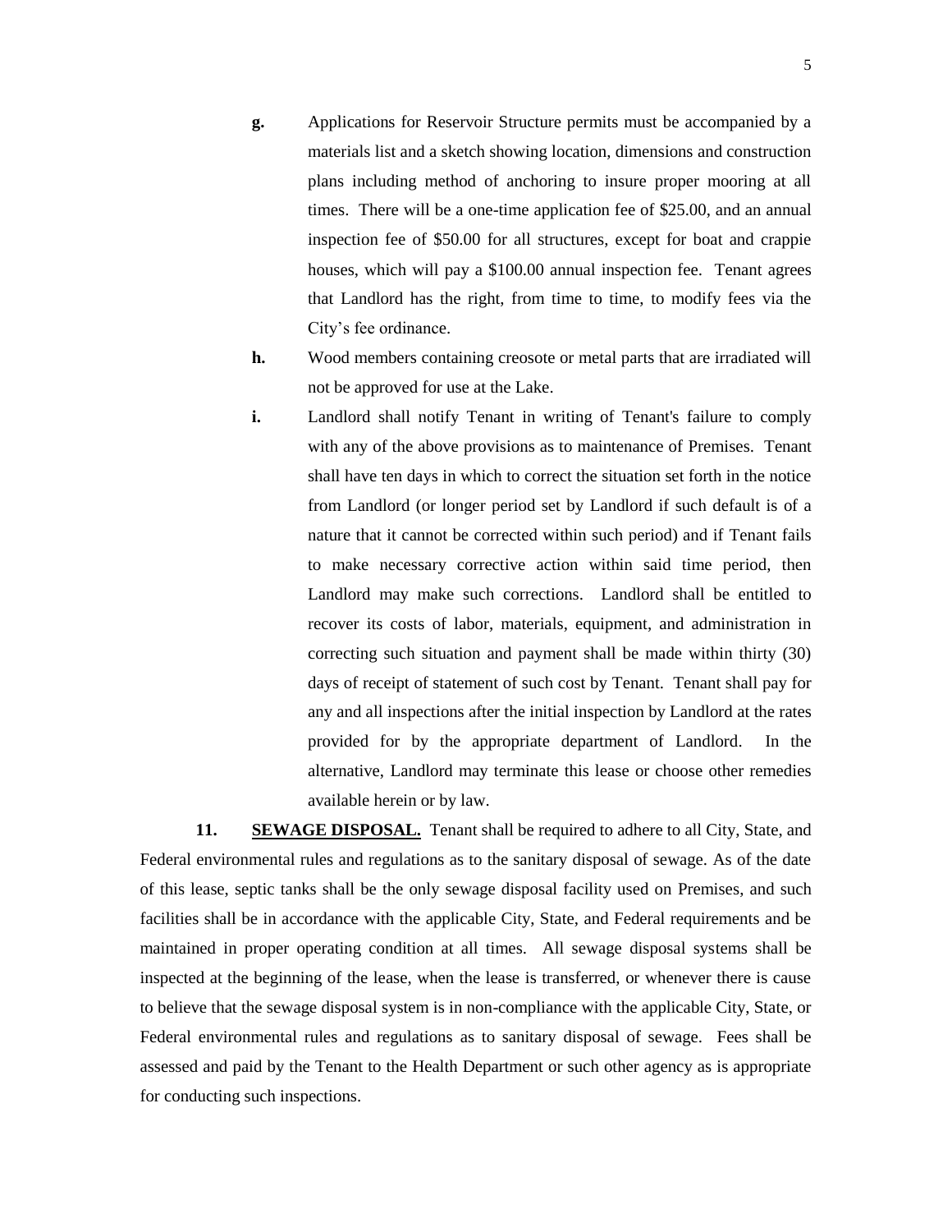**g.** Applications for Reservoir Structure permits must be accompanied by a materials list and a sketch showing location, dimensions and construction plans including method of anchoring to insure proper mooring at all times. There will be a one-time application fee of $25.00, and an annual inspection fee of $50.00 for all structures, except for boat and crappie houses, which will pay a $100.00 annual inspection fee. Tenant agrees that Landlord has the right, from time to time, to modify fees via the City's fee ordinance.

**h.** Wood members containing creosote or metal parts that are irradiated will not be approved for use at the Lake.

**i.** Landlord shall notify Tenant in writing of Tenant's failure to comply with any of the above provisions as to maintenance of Premises. Tenant shall have ten days in which to correct the situation set forth in the notice from Landlord (or longer period set by Landlord if such default is of a nature that it cannot be corrected within such period) and if Tenant fails to make necessary corrective action within said time period, then Landlord may make such corrections. Landlord shall be entitled to recover its costs of labor, materials, equipment, and administration in correcting such situation and payment shall be made within thirty (30) days of receipt of statement of such cost by Tenant. Tenant shall pay for any and all inspections after the initial inspection by Landlord at the rates provided for by the appropriate department of Landlord. In the alternative, Landlord may terminate this lease or choose other remedies available herein or by law.

**11. SEWAGE DISPOSAL.** Tenant shall be required to adhere to all City, State, and Federal environmental rules and regulations as to the sanitary disposal of sewage. As of the date of this lease, septic tanks shall be the only sewage disposal facility used on Premises, and such facilities shall be in accordance with the applicable City, State, and Federal requirements and be maintained in proper operating condition at all times. All sewage disposal systems shall be inspected at the beginning of the lease, when the lease is transferred, or whenever there is cause to believe that the sewage disposal system is in non-compliance with the applicable City, State, or Federal environmental rules and regulations as to sanitary disposal of sewage. Fees shall be assessed and paid by the Tenant to the Health Department or such other agency as is appropriate for conducting such inspections.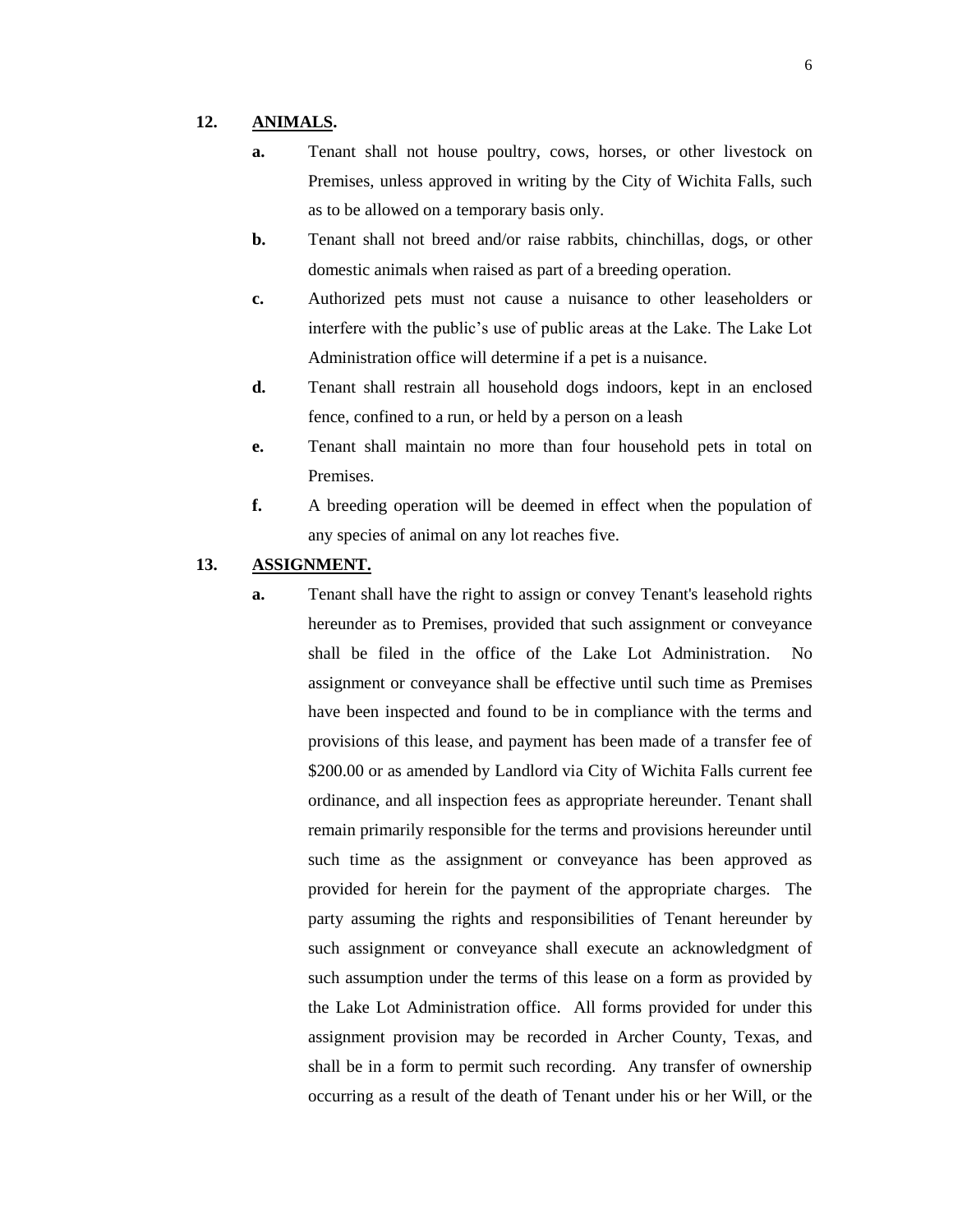**12. ANIMALS.**

- **a.** Tenant shall not house poultry, cows, horses, or other livestock on Premises, unless approved in writing by the City of Wichita Falls, such as to be allowed on a temporary basis only.
- **b.** Tenant shall not breed and/or raise rabbits, chinchillas, dogs, or other domestic animals when raised as part of a breeding operation.
- **c.** Authorized pets must not cause a nuisance to other leaseholders or interfere with the public's use of public areas at the Lake. The Lake Lot Administration office will determine if a pet is a nuisance.
- **d.** Tenant shall restrain all household dogs indoors, kept in an enclosed fence, confined to a run, or held by a person on a leash
- **e.** Tenant shall maintain no more than four household pets in total on Premises.
- **f.** A breeding operation will be deemed in effect when the population of any species of animal on any lot reaches five.

**13. ASSIGNMENT.**

- **a.** Tenant shall have the right to assign or convey Tenant's leasehold rights hereunder as to Premises, provided that such assignment or conveyance shall be filed in the office of the Lake Lot Administration. No assignment or conveyance shall be effective until such time as Premises have been inspected and found to be in compliance with the terms and provisions of this lease, and payment has been made of a transfer fee of $200.00 or as amended by Landlord via City of Wichita Falls current fee ordinance, and all inspection fees as appropriate hereunder. Tenant shall remain primarily responsible for the terms and provisions hereunder until such time as the assignment or conveyance has been approved as provided for herein for the payment of the appropriate charges. The party assuming the rights and responsibilities of Tenant hereunder by such assignment or conveyance shall execute an acknowledgment of such assumption under the terms of this lease on a form as provided by the Lake Lot Administration office. All forms provided for under this assignment provision may be recorded in Archer County, Texas, and shall be in a form to permit such recording. Any transfer of ownership occurring as a result of the death of Tenant under his or her Will, or the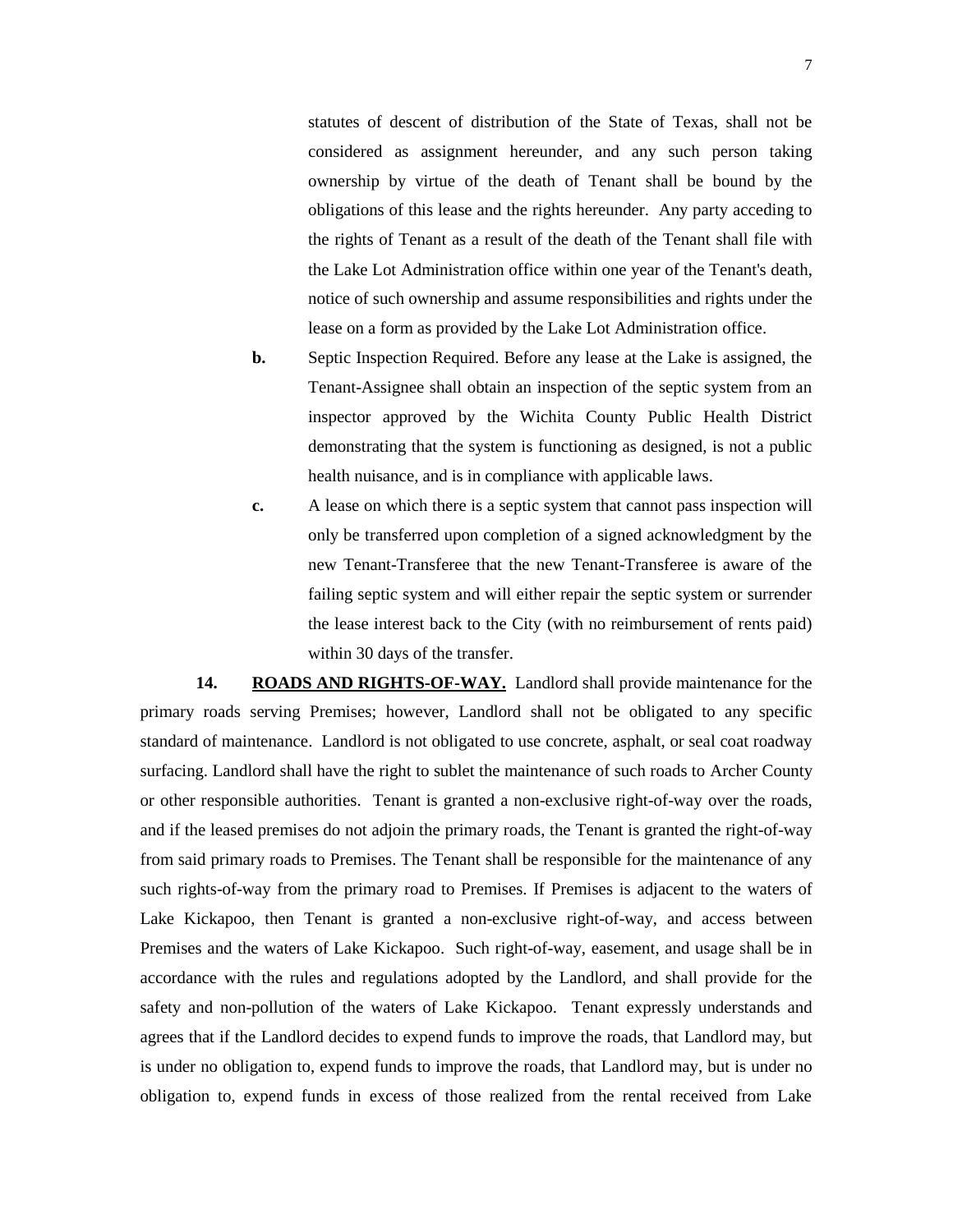statutes of descent of distribution of the State of Texas, shall not be considered as assignment hereunder, and any such person taking ownership by virtue of the death of Tenant shall be bound by the obligations of this lease and the rights hereunder. Any party acceding to the rights of Tenant as a result of the death of the Tenant shall file with the Lake Lot Administration office within one year of the Tenant's death, notice of such ownership and assume responsibilities and rights under the lease on a form as provided by the Lake Lot Administration office.

**b.** Septic Inspection Required. Before any lease at the Lake is assigned, the Tenant-Assignee shall obtain an inspection of the septic system from an inspector approved by the Wichita County Public Health District demonstrating that the system is functioning as designed, is not a public health nuisance, and is in compliance with applicable laws.

**c.** A lease on which there is a septic system that cannot pass inspection will only be transferred upon completion of a signed acknowledgment by the new Tenant-Transferee that the new Tenant-Transferee is aware of the failing septic system and will either repair the septic system or surrender the lease interest back to the City (with no reimbursement of rents paid) within 30 days of the transfer.

**14. ROADS AND RIGHTS-OF-WAY.** Landlord shall provide maintenance for the primary roads serving Premises; however, Landlord shall not be obligated to any specific standard of maintenance. Landlord is not obligated to use concrete, asphalt, or seal coat roadway surfacing. Landlord shall have the right to sublet the maintenance of such roads to Archer County or other responsible authorities. Tenant is granted a non-exclusive right-of-way over the roads, and if the leased premises do not adjoin the primary roads, the Tenant is granted the right-of-way from said primary roads to Premises. The Tenant shall be responsible for the maintenance of any such rights-of-way from the primary road to Premises. If Premises is adjacent to the waters of Lake Kickapoo, then Tenant is granted a non-exclusive right-of-way, and access between Premises and the waters of Lake Kickapoo. Such right-of-way, easement, and usage shall be in accordance with the rules and regulations adopted by the Landlord, and shall provide for the safety and non-pollution of the waters of Lake Kickapoo. Tenant expressly understands and agrees that if the Landlord decides to expend funds to improve the roads, that Landlord may, but is under no obligation to, expend funds to improve the roads, that Landlord may, but is under no obligation to, expend funds in excess of those realized from the rental received from Lake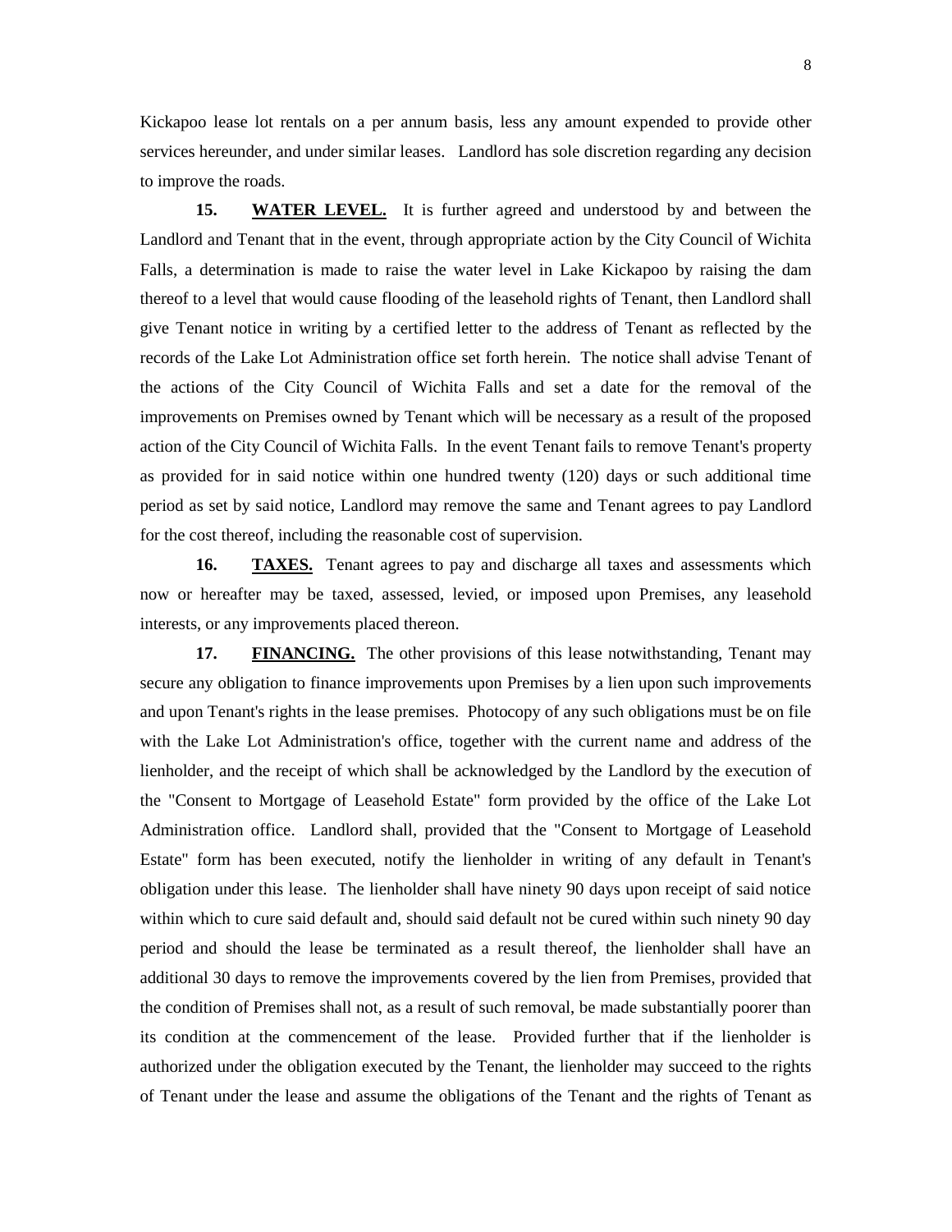Kickapoo lease lot rentals on a per annum basis, less any amount expended to provide other services hereunder, and under similar leases. Landlord has sole discretion regarding any decision to improve the roads.

**15. WATER LEVEL.** It is further agreed and understood by and between the Landlord and Tenant that in the event, through appropriate action by the City Council of Wichita Falls, a determination is made to raise the water level in Lake Kickapoo by raising the dam thereof to a level that would cause flooding of the leasehold rights of Tenant, then Landlord shall give Tenant notice in writing by a certified letter to the address of Tenant as reflected by the records of the Lake Lot Administration office set forth herein. The notice shall advise Tenant of the actions of the City Council of Wichita Falls and set a date for the removal of the improvements on Premises owned by Tenant which will be necessary as a result of the proposed action of the City Council of Wichita Falls. In the event Tenant fails to remove Tenant's property as provided for in said notice within one hundred twenty (120) days or such additional time period as set by said notice, Landlord may remove the same and Tenant agrees to pay Landlord for the cost thereof, including the reasonable cost of supervision.

**16. TAXES.** Tenant agrees to pay and discharge all taxes and assessments which now or hereafter may be taxed, assessed, levied, or imposed upon Premises, any leasehold interests, or any improvements placed thereon.

**17. FINANCING.** The other provisions of this lease notwithstanding, Tenant may secure any obligation to finance improvements upon Premises by a lien upon such improvements and upon Tenant's rights in the lease premises. Photocopy of any such obligations must be on file with the Lake Lot Administration's office, together with the current name and address of the lienholder, and the receipt of which shall be acknowledged by the Landlord by the execution of the "Consent to Mortgage of Leasehold Estate" form provided by the office of the Lake Lot Administration office. Landlord shall, provided that the "Consent to Mortgage of Leasehold Estate" form has been executed, notify the lienholder in writing of any default in Tenant's obligation under this lease. The lienholder shall have ninety 90 days upon receipt of said notice within which to cure said default and, should said default not be cured within such ninety 90 day period and should the lease be terminated as a result thereof, the lienholder shall have an additional 30 days to remove the improvements covered by the lien from Premises, provided that the condition of Premises shall not, as a result of such removal, be made substantially poorer than its condition at the commencement of the lease. Provided further that if the lienholder is authorized under the obligation executed by the Tenant, the lienholder may succeed to the rights of Tenant under the lease and assume the obligations of the Tenant and the rights of Tenant as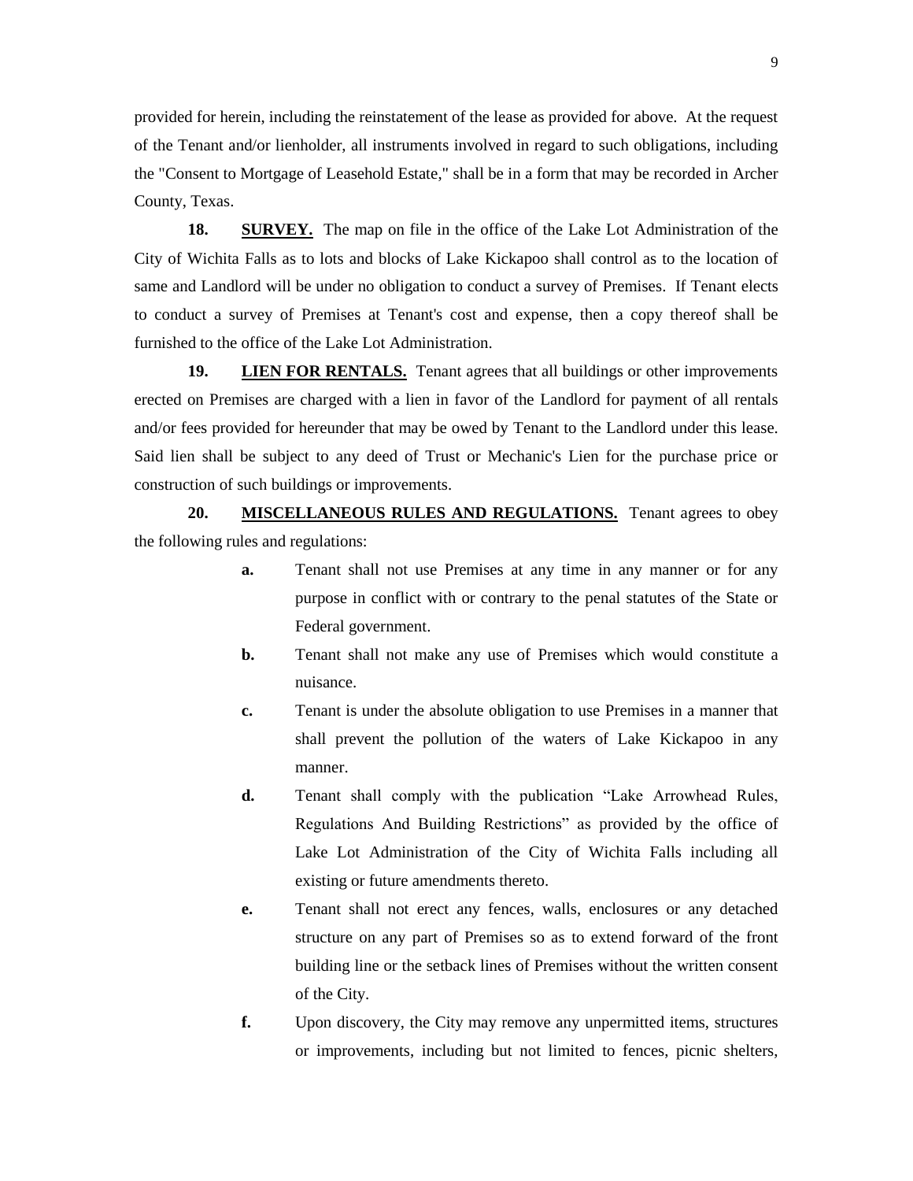provided for herein, including the reinstatement of the lease as provided for above. At the request of the Tenant and/or lienholder, all instruments involved in regard to such obligations, including the "Consent to Mortgage of Leasehold Estate," shall be in a form that may be recorded in Archer County, Texas.

**18. SURVEY.** The map on file in the office of the Lake Lot Administration of the City of Wichita Falls as to lots and blocks of Lake Kickapoo shall control as to the location of same and Landlord will be under no obligation to conduct a survey of Premises. If Tenant elects to conduct a survey of Premises at Tenant's cost and expense, then a copy thereof shall be furnished to the office of the Lake Lot Administration.

**19. LIEN FOR RENTALS.** Tenant agrees that all buildings or other improvements erected on Premises are charged with a lien in favor of the Landlord for payment of all rentals and/or fees provided for hereunder that may be owed by Tenant to the Landlord under this lease. Said lien shall be subject to any deed of Trust or Mechanic's Lien for the purchase price or construction of such buildings or improvements.

**20. MISCELLANEOUS RULES AND REGULATIONS.** Tenant agrees to obey the following rules and regulations:

- **a.** Tenant shall not use Premises at any time in any manner or for any purpose in conflict with or contrary to the penal statutes of the State or Federal government.
- **b.** Tenant shall not make any use of Premises which would constitute a nuisance.
- **c.** Tenant is under the absolute obligation to use Premises in a manner that shall prevent the pollution of the waters of Lake Kickapoo in any manner.
- **d.** Tenant shall comply with the publication "Lake Arrowhead Rules, Regulations And Building Restrictions" as provided by the office of Lake Lot Administration of the City of Wichita Falls including all existing or future amendments thereto.
- **e.** Tenant shall not erect any fences, walls, enclosures or any detached structure on any part of Premises so as to extend forward of the front building line or the setback lines of Premises without the written consent of the City.
- **f.** Upon discovery, the City may remove any unpermitted items, structures or improvements, including but not limited to fences, picnic shelters,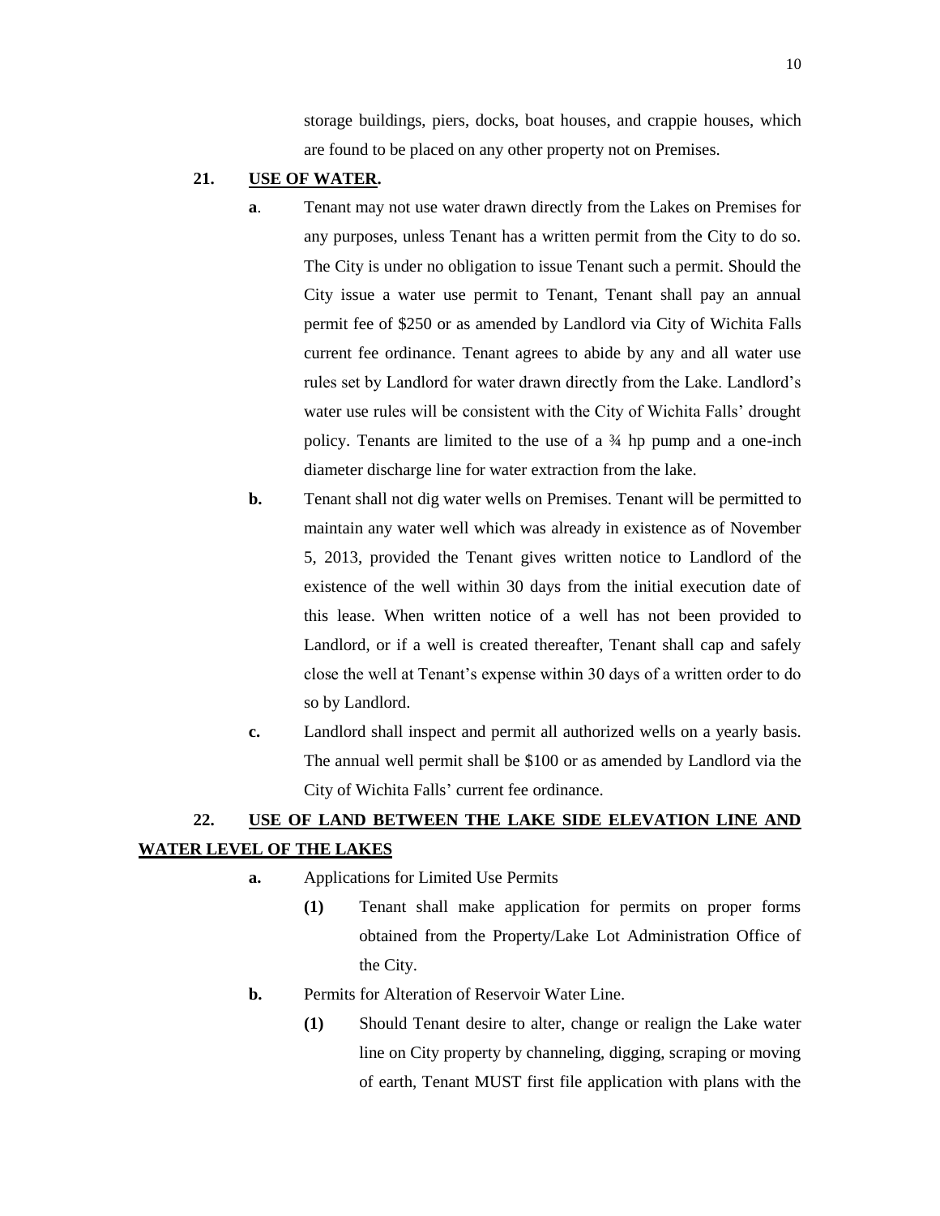storage buildings, piers, docks, boat houses, and crappie houses, which are found to be placed on any other property not on Premises.

**21. USE OF WATER.**

**a**. Tenant may not use water drawn directly from the Lakes on Premises for any purposes, unless Tenant has a written permit from the City to do so. The City is under no obligation to issue Tenant such a permit. Should the City issue a water use permit to Tenant, Tenant shall pay an annual permit fee of $250 or as amended by Landlord via City of Wichita Falls current fee ordinance. Tenant agrees to abide by any and all water use rules set by Landlord for water drawn directly from the Lake. Landlord's water use rules will be consistent with the City of Wichita Falls' drought policy. Tenants are limited to the use of a ¾ hp pump and a one-inch diameter discharge line for water extraction from the lake.

**b.** Tenant shall not dig water wells on Premises. Tenant will be permitted to maintain any water well which was already in existence as of November 5, 2013, provided the Tenant gives written notice to Landlord of the existence of the well within 30 days from the initial execution date of this lease. When written notice of a well has not been provided to Landlord, or if a well is created thereafter, Tenant shall cap and safely close the well at Tenant's expense within 30 days of a written order to do so by Landlord.

**c.** Landlord shall inspect and permit all authorized wells on a yearly basis. The annual well permit shall be $100 or as amended by Landlord via the City of Wichita Falls' current fee ordinance.

**22. USE OF LAND BETWEEN THE LAKE SIDE ELEVATION LINE AND WATER LEVEL OF THE LAKES**

**a.** Applications for Limited Use Permits

**(1)** Tenant shall make application for permits on proper forms obtained from the Property/Lake Lot Administration Office of the City.

**b.** Permits for Alteration of Reservoir Water Line.

**(1)** Should Tenant desire to alter, change or realign the Lake water line on City property by channeling, digging, scraping or moving of earth, Tenant MUST first file application with plans with the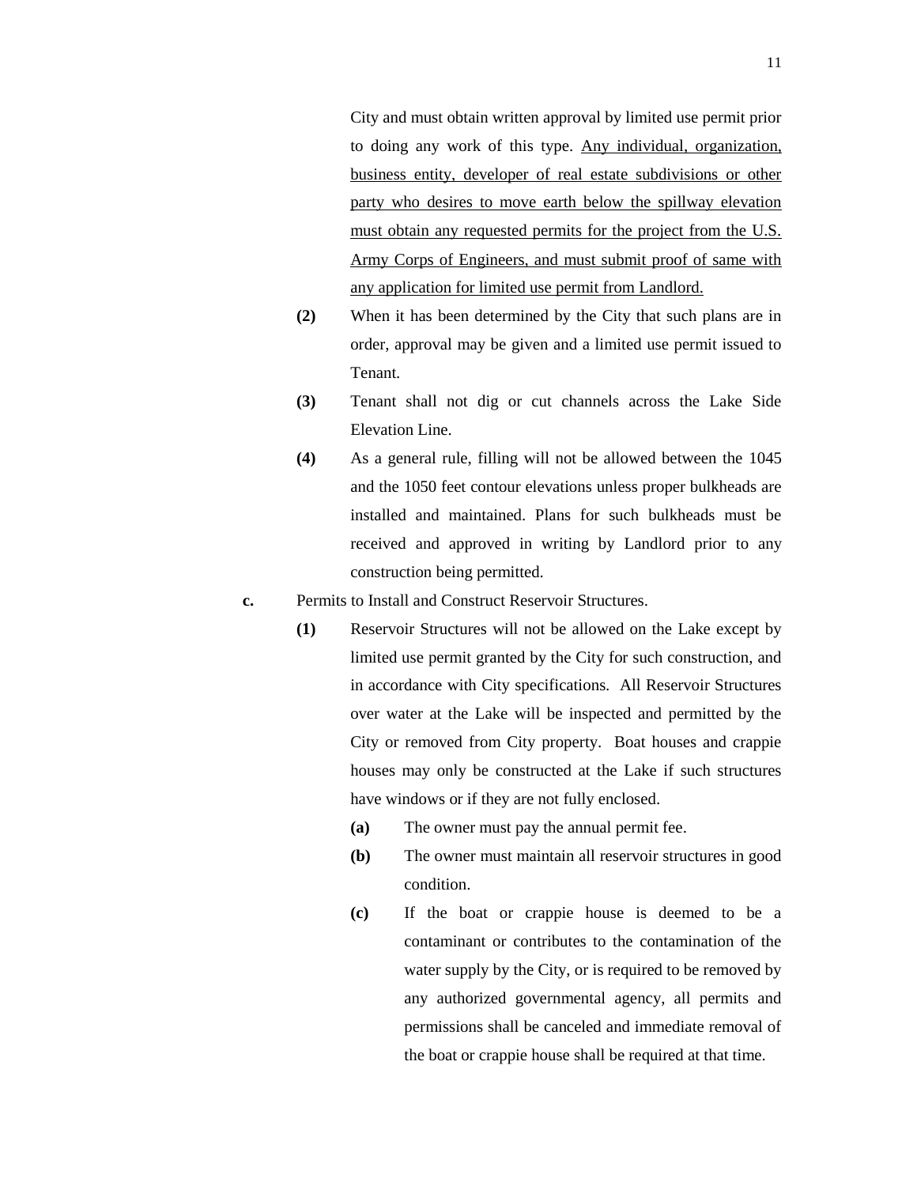City and must obtain written approval by limited use permit prior to doing any work of this type. <u>Any individual, organization, business entity, developer of real estate subdivisions or other party who desires to move earth below the spillway elevation must obtain any requested permits for the project from the U.S. Army Corps of Engineers, and must submit proof of same with any application for limited use permit from Landlord.</u>

**(2)** When it has been determined by the City that such plans are in order, approval may be given and a limited use permit issued to Tenant.

**(3)** Tenant shall not dig or cut channels across the Lake Side Elevation Line.

**(4)** As a general rule, filling will not be allowed between the 1045 and the 1050 feet contour elevations unless proper bulkheads are installed and maintained. Plans for such bulkheads must be received and approved in writing by Landlord prior to any construction being permitted.

**c.** Permits to Install and Construct Reservoir Structures.

**(1)** Reservoir Structures will not be allowed on the Lake except by limited use permit granted by the City for such construction, and in accordance with City specifications. All Reservoir Structures over water at the Lake will be inspected and permitted by the City or removed from City property. Boat houses and crappie houses may only be constructed at the Lake if such structures have windows or if they are not fully enclosed.

**(a)** The owner must pay the annual permit fee.

**(b)** The owner must maintain all reservoir structures in good condition.

**(c)** If the boat or crappie house is deemed to be a contaminant or contributes to the contamination of the water supply by the City, or is required to be removed by any authorized governmental agency, all permits and permissions shall be canceled and immediate removal of the boat or crappie house shall be required at that time.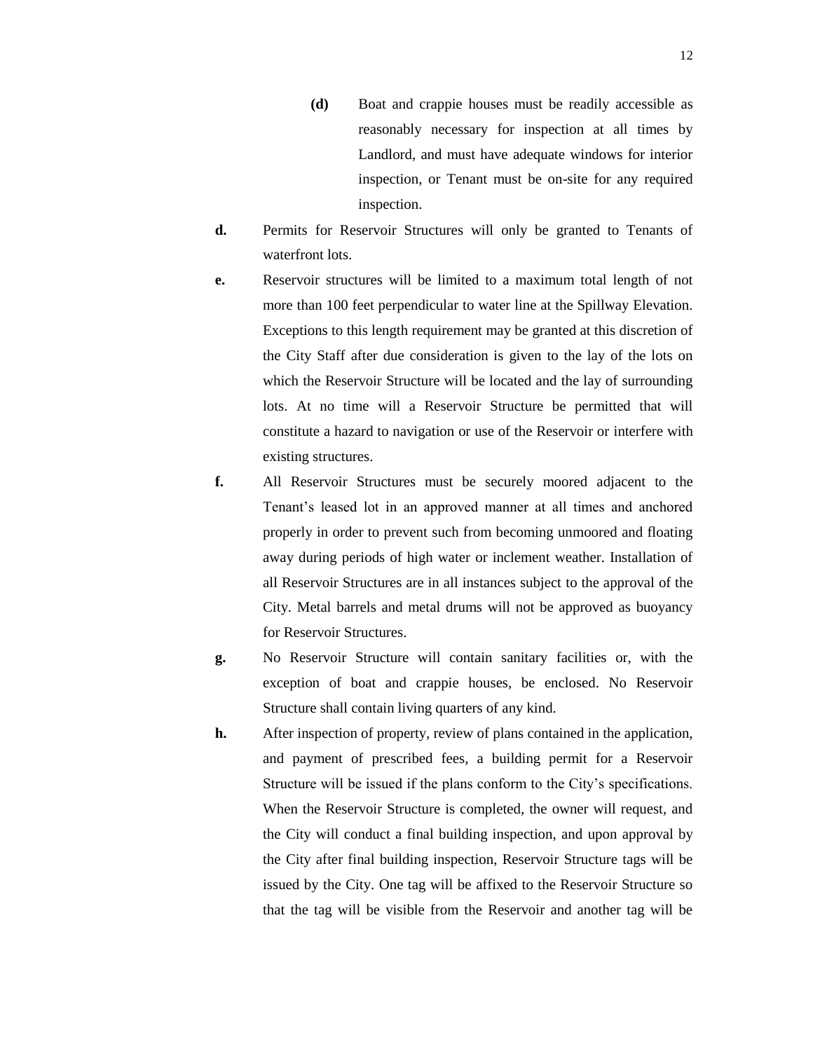**(d)** Boat and crappie houses must be readily accessible as reasonably necessary for inspection at all times by Landlord, and must have adequate windows for interior inspection, or Tenant must be on-site for any required inspection.

**d.** Permits for Reservoir Structures will only be granted to Tenants of waterfront lots.

**e.** Reservoir structures will be limited to a maximum total length of not more than 100 feet perpendicular to water line at the Spillway Elevation. Exceptions to this length requirement may be granted at this discretion of the City Staff after due consideration is given to the lay of the lots on which the Reservoir Structure will be located and the lay of surrounding lots. At no time will a Reservoir Structure be permitted that will constitute a hazard to navigation or use of the Reservoir or interfere with existing structures.

**f.** All Reservoir Structures must be securely moored adjacent to the Tenant's leased lot in an approved manner at all times and anchored properly in order to prevent such from becoming unmoored and floating away during periods of high water or inclement weather. Installation of all Reservoir Structures are in all instances subject to the approval of the City. Metal barrels and metal drums will not be approved as buoyancy for Reservoir Structures.

**g.** No Reservoir Structure will contain sanitary facilities or, with the exception of boat and crappie houses, be enclosed. No Reservoir Structure shall contain living quarters of any kind.

**h.** After inspection of property, review of plans contained in the application, and payment of prescribed fees, a building permit for a Reservoir Structure will be issued if the plans conform to the City's specifications. When the Reservoir Structure is completed, the owner will request, and the City will conduct a final building inspection, and upon approval by the City after final building inspection, Reservoir Structure tags will be issued by the City. One tag will be affixed to the Reservoir Structure so that the tag will be visible from the Reservoir and another tag will be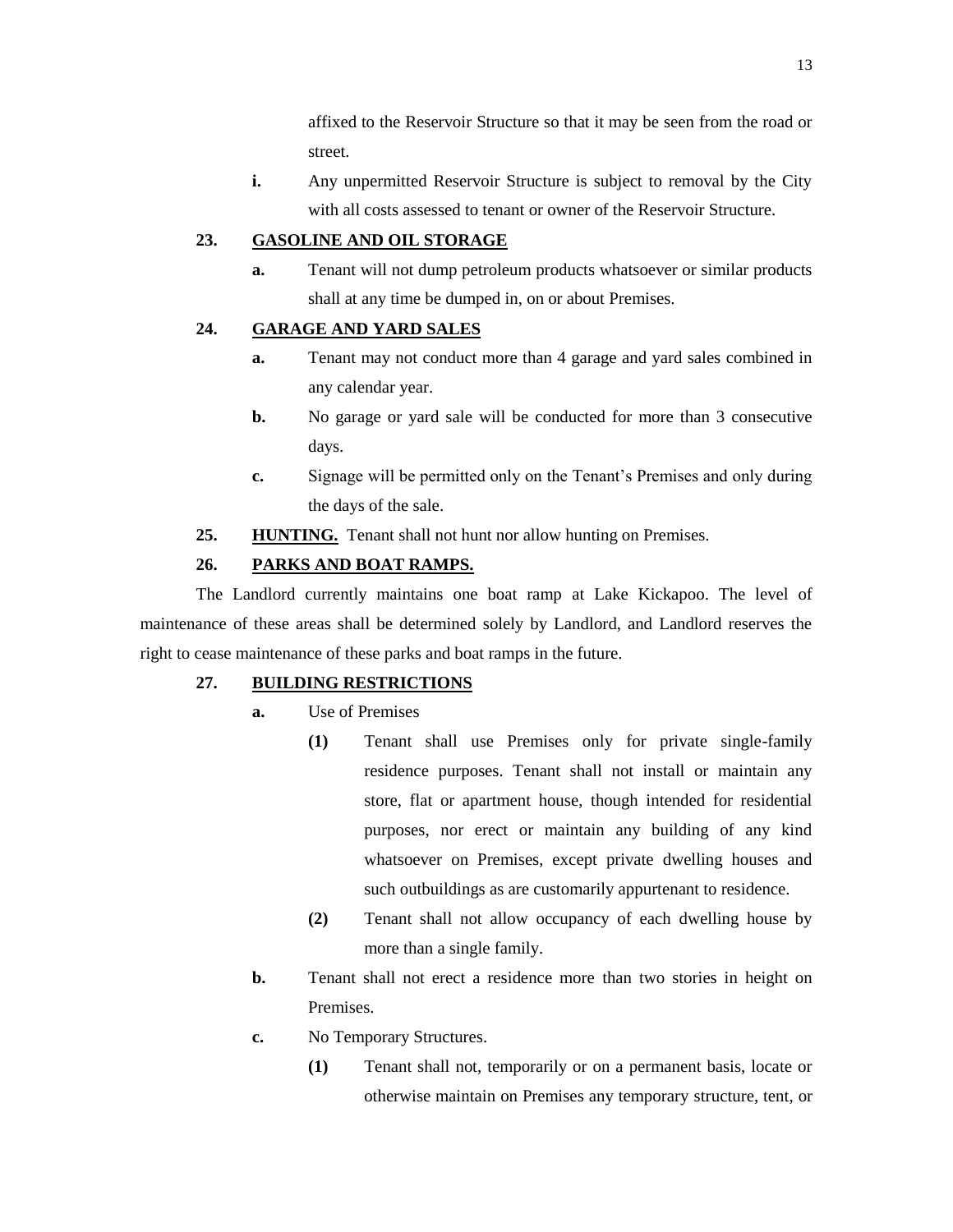affixed to the Reservoir Structure so that it may be seen from the road or street.

**i.** Any unpermitted Reservoir Structure is subject to removal by the City with all costs assessed to tenant or owner of the Reservoir Structure.

**23. <u>GASOLINE AND OIL STORAGE</u>**

**a.** Tenant will not dump petroleum products whatsoever or similar products shall at any time be dumped in, on or about Premises.

**24. <u>GARAGE AND YARD SALES</u>**

**a.** Tenant may not conduct more than 4 garage and yard sales combined in any calendar year.

**b.** No garage or yard sale will be conducted for more than 3 consecutive days.

**c.** Signage will be permitted only on the Tenant's Premises and only during the days of the sale.

**25. <u>HUNTING.</u>** Tenant shall not hunt nor allow hunting on Premises.

**26. <u>PARKS AND BOAT RAMPS.</u>**

The Landlord currently maintains one boat ramp at Lake Kickapoo. The level of maintenance of these areas shall be determined solely by Landlord, and Landlord reserves the right to cease maintenance of these parks and boat ramps in the future.

**27. <u>BUILDING RESTRICTIONS</u>**

**a.** Use of Premises

**(1)** Tenant shall use Premises only for private single-family residence purposes. Tenant shall not install or maintain any store, flat or apartment house, though intended for residential purposes, nor erect or maintain any building of any kind whatsoever on Premises, except private dwelling houses and such outbuildings as are customarily appurtenant to residence.

**(2)** Tenant shall not allow occupancy of each dwelling house by more than a single family.

**b.** Tenant shall not erect a residence more than two stories in height on Premises.

**c.** No Temporary Structures.

**(1)** Tenant shall not, temporarily or on a permanent basis, locate or otherwise maintain on Premises any temporary structure, tent, or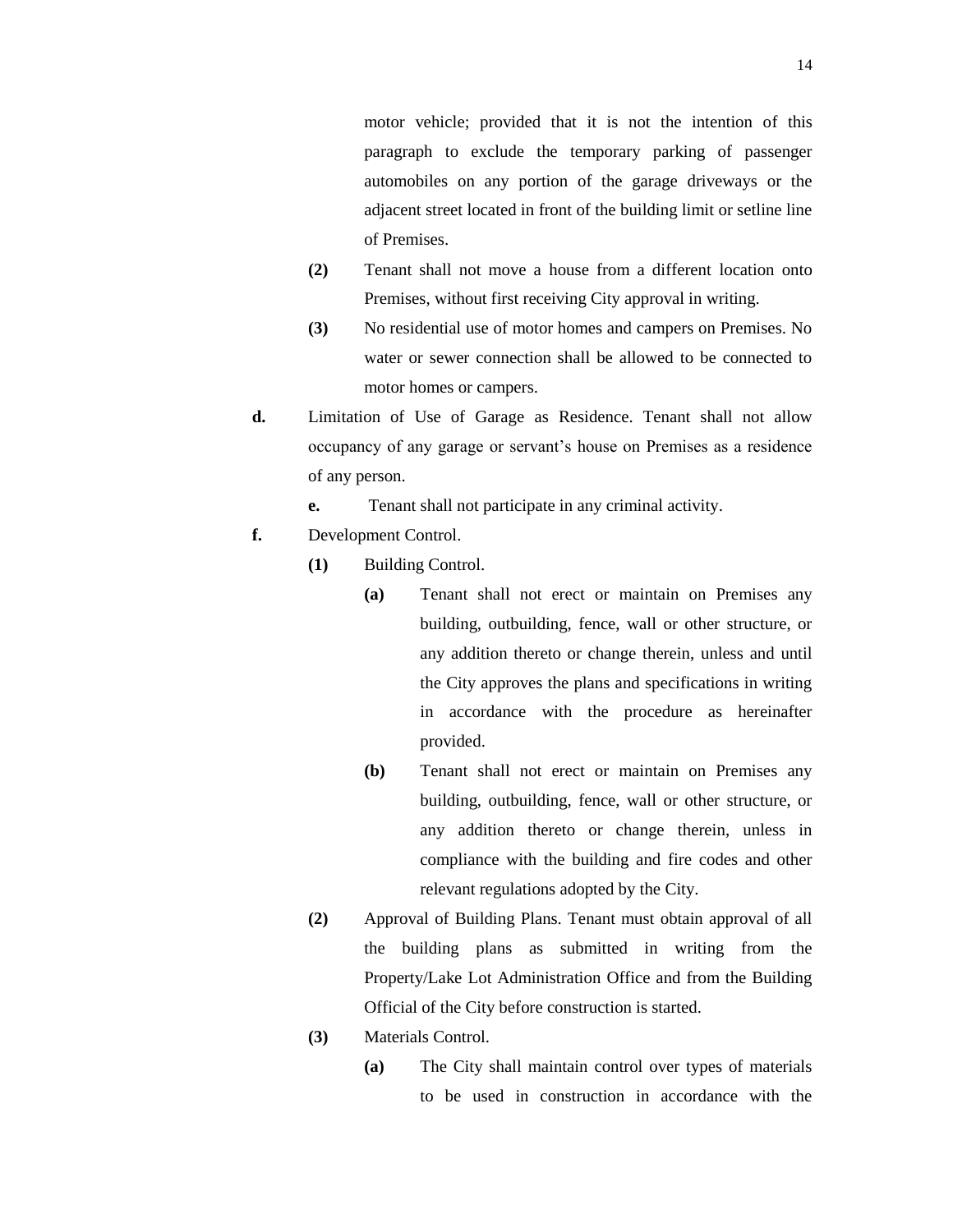motor vehicle; provided that it is not the intention of this paragraph to exclude the temporary parking of passenger automobiles on any portion of the garage driveways or the adjacent street located in front of the building limit or setline line of Premises.

**(2)** Tenant shall not move a house from a different location onto Premises, without first receiving City approval in writing.

**(3)** No residential use of motor homes and campers on Premises. No water or sewer connection shall be allowed to be connected to motor homes or campers.

**d.** Limitation of Use of Garage as Residence. Tenant shall not allow occupancy of any garage or servant's house on Premises as a residence of any person.

**e.** Tenant shall not participate in any criminal activity.

**f.** Development Control.

**(1)** Building Control.

**(a)** Tenant shall not erect or maintain on Premises any building, outbuilding, fence, wall or other structure, or any addition thereto or change therein, unless and until the City approves the plans and specifications in writing in accordance with the procedure as hereinafter provided.

**(b)** Tenant shall not erect or maintain on Premises any building, outbuilding, fence, wall or other structure, or any addition thereto or change therein, unless in compliance with the building and fire codes and other relevant regulations adopted by the City.

**(2)** Approval of Building Plans. Tenant must obtain approval of all the building plans as submitted in writing from the Property/Lake Lot Administration Office and from the Building Official of the City before construction is started.

**(3)** Materials Control.

**(a)** The City shall maintain control over types of materials to be used in construction in accordance with the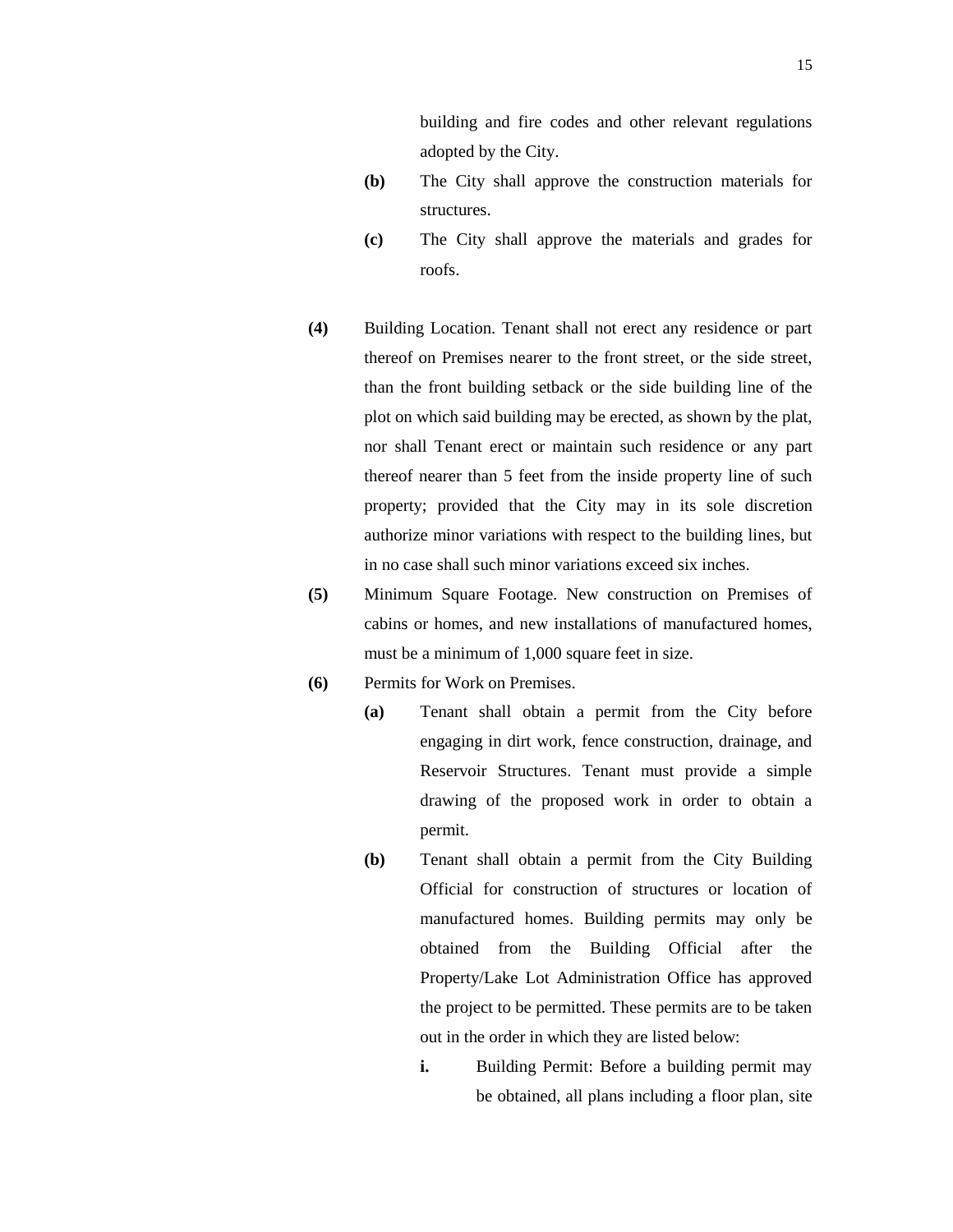building and fire codes and other relevant regulations adopted by the City.

**(b)** The City shall approve the construction materials for structures.

**(c)** The City shall approve the materials and grades for roofs.

**(4)** Building Location. Tenant shall not erect any residence or part thereof on Premises nearer to the front street, or the side street, than the front building setback or the side building line of the plot on which said building may be erected, as shown by the plat, nor shall Tenant erect or maintain such residence or any part thereof nearer than 5 feet from the inside property line of such property; provided that the City may in its sole discretion authorize minor variations with respect to the building lines, but in no case shall such minor variations exceed six inches.

**(5)** Minimum Square Footage. New construction on Premises of cabins or homes, and new installations of manufactured homes, must be a minimum of 1,000 square feet in size.

**(6)** Permits for Work on Premises.

**(a)** Tenant shall obtain a permit from the City before engaging in dirt work, fence construction, drainage, and Reservoir Structures. Tenant must provide a simple drawing of the proposed work in order to obtain a permit.

**(b)** Tenant shall obtain a permit from the City Building Official for construction of structures or location of manufactured homes. Building permits may only be obtained from the Building Official after the Property/Lake Lot Administration Office has approved the project to be permitted. These permits are to be taken out in the order in which they are listed below:

**i.** Building Permit: Before a building permit may be obtained, all plans including a floor plan, site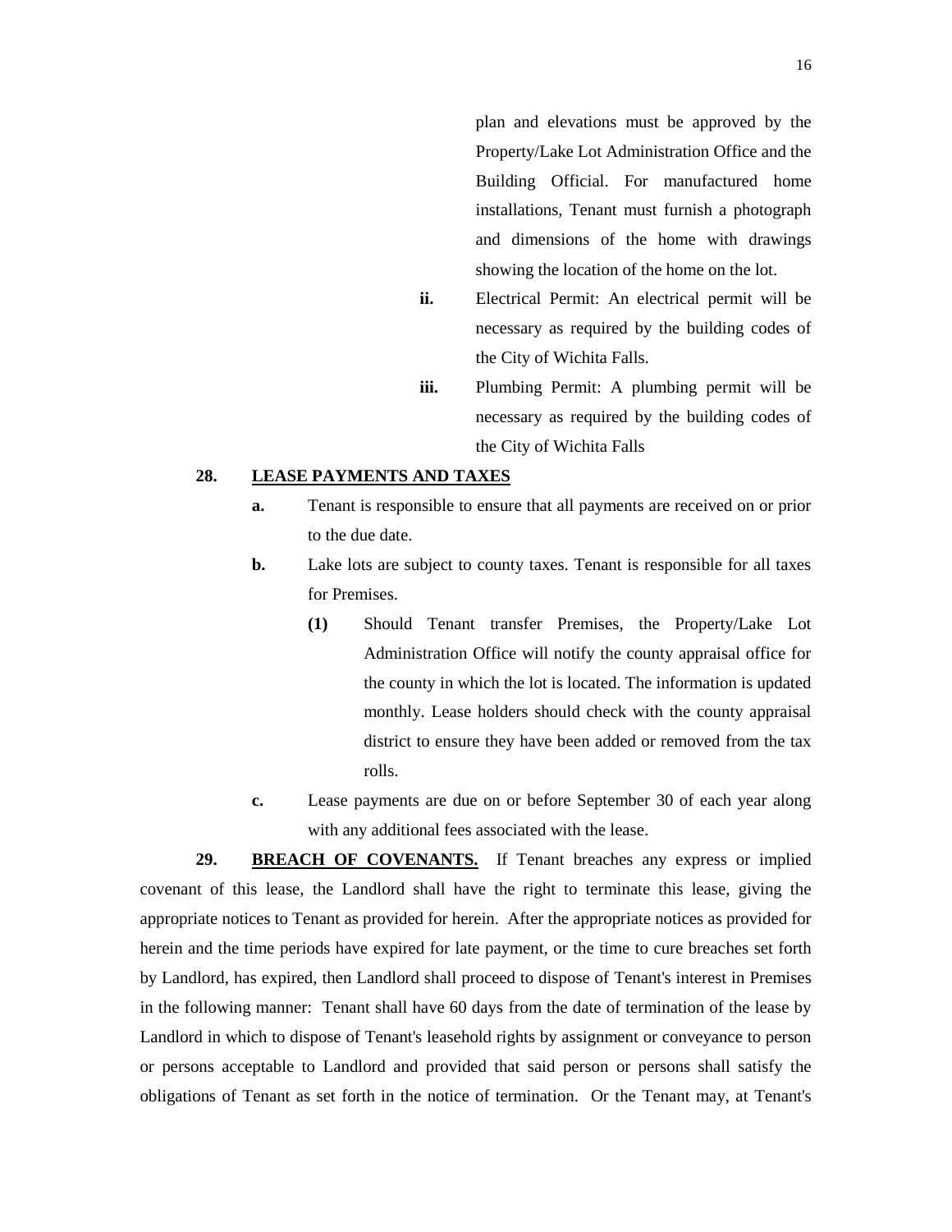plan and elevations must be approved by the Property/Lake Lot Administration Office and the Building Official. For manufactured home installations, Tenant must furnish a photograph and dimensions of the home with drawings showing the location of the home on the lot.

**ii.** Electrical Permit: An electrical permit will be necessary as required by the building codes of the City of Wichita Falls.

**iii.** Plumbing Permit: A plumbing permit will be necessary as required by the building codes of the City of Wichita Falls

**28. <u>LEASE PAYMENTS AND TAXES</u>**

**a.** Tenant is responsible to ensure that all payments are received on or prior to the due date.

**b.** Lake lots are subject to county taxes. Tenant is responsible for all taxes for Premises.

**(1)** Should Tenant transfer Premises, the Property/Lake Lot Administration Office will notify the county appraisal office for the county in which the lot is located. The information is updated monthly. Lease holders should check with the county appraisal district to ensure they have been added or removed from the tax rolls.

**c.** Lease payments are due on or before September 30 of each year along with any additional fees associated with the lease.

**29. <u>BREACH OF COVENANTS.</u>** If Tenant breaches any express or implied covenant of this lease, the Landlord shall have the right to terminate this lease, giving the appropriate notices to Tenant as provided for herein. After the appropriate notices as provided for herein and the time periods have expired for late payment, or the time to cure breaches set forth by Landlord, has expired, then Landlord shall proceed to dispose of Tenant's interest in Premises in the following manner: Tenant shall have 60 days from the date of termination of the lease by Landlord in which to dispose of Tenant's leasehold rights by assignment or conveyance to person or persons acceptable to Landlord and provided that said person or persons shall satisfy the obligations of Tenant as set forth in the notice of termination. Or the Tenant may, at Tenant's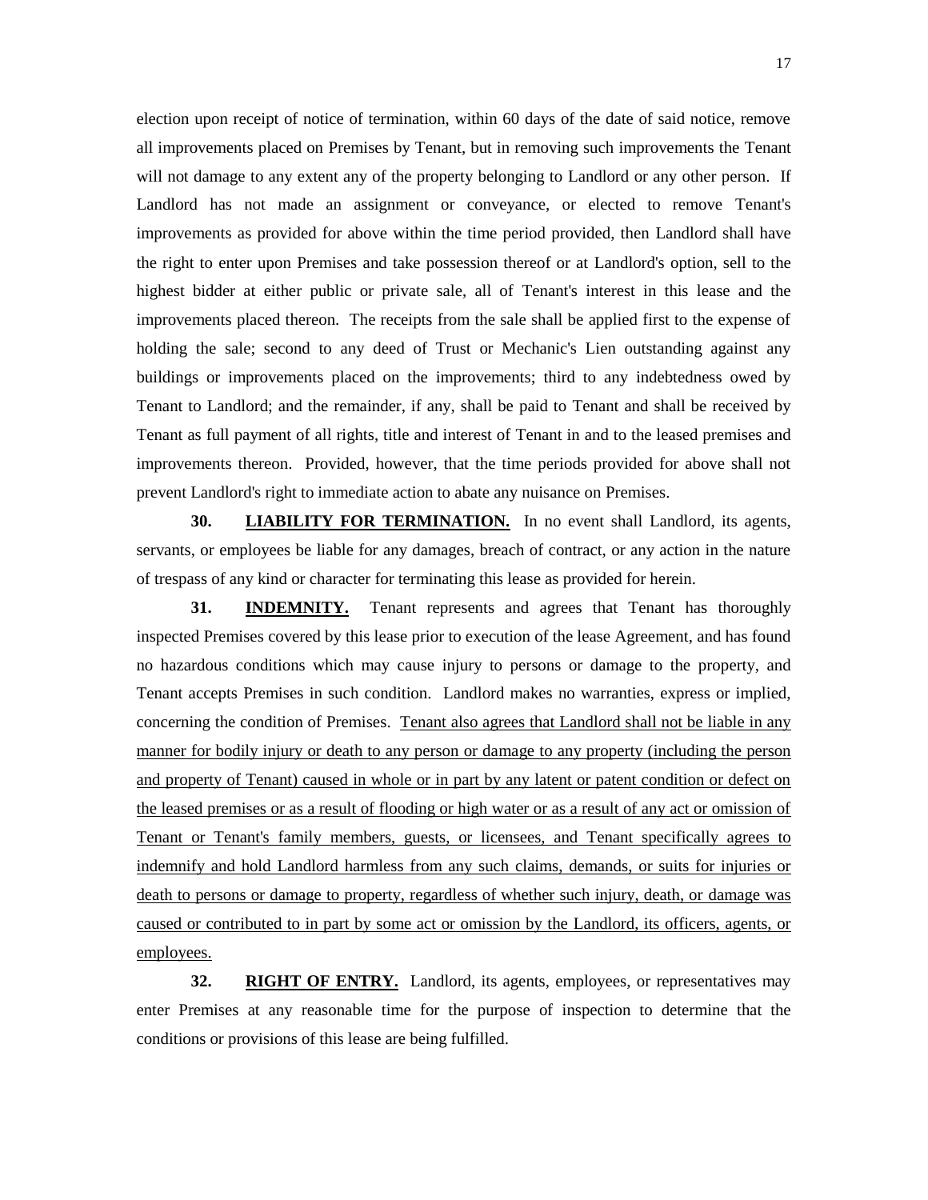election upon receipt of notice of termination, within 60 days of the date of said notice, remove all improvements placed on Premises by Tenant, but in removing such improvements the Tenant will not damage to any extent any of the property belonging to Landlord or any other person. If Landlord has not made an assignment or conveyance, or elected to remove Tenant's improvements as provided for above within the time period provided, then Landlord shall have the right to enter upon Premises and take possession thereof or at Landlord's option, sell to the highest bidder at either public or private sale, all of Tenant's interest in this lease and the improvements placed thereon. The receipts from the sale shall be applied first to the expense of holding the sale; second to any deed of Trust or Mechanic's Lien outstanding against any buildings or improvements placed on the improvements; third to any indebtedness owed by Tenant to Landlord; and the remainder, if any, shall be paid to Tenant and shall be received by Tenant as full payment of all rights, title and interest of Tenant in and to the leased premises and improvements thereon. Provided, however, that the time periods provided for above shall not prevent Landlord's right to immediate action to abate any nuisance on Premises.

**30. LIABILITY FOR TERMINATION.** In no event shall Landlord, its agents, servants, or employees be liable for any damages, breach of contract, or any action in the nature of trespass of any kind or character for terminating this lease as provided for herein.

**31. INDEMNITY.** Tenant represents and agrees that Tenant has thoroughly inspected Premises covered by this lease prior to execution of the lease Agreement, and has found no hazardous conditions which may cause injury to persons or damage to the property, and Tenant accepts Premises in such condition. Landlord makes no warranties, express or implied, concerning the condition of Premises. Tenant also agrees that Landlord shall not be liable in any manner for bodily injury or death to any person or damage to any property (including the person and property of Tenant) caused in whole or in part by any latent or patent condition or defect on the leased premises or as a result of flooding or high water or as a result of any act or omission of Tenant or Tenant's family members, guests, or licensees, and Tenant specifically agrees to indemnify and hold Landlord harmless from any such claims, demands, or suits for injuries or death to persons or damage to property, regardless of whether such injury, death, or damage was caused or contributed to in part by some act or omission by the Landlord, its officers, agents, or employees.

**32. RIGHT OF ENTRY.** Landlord, its agents, employees, or representatives may enter Premises at any reasonable time for the purpose of inspection to determine that the conditions or provisions of this lease are being fulfilled.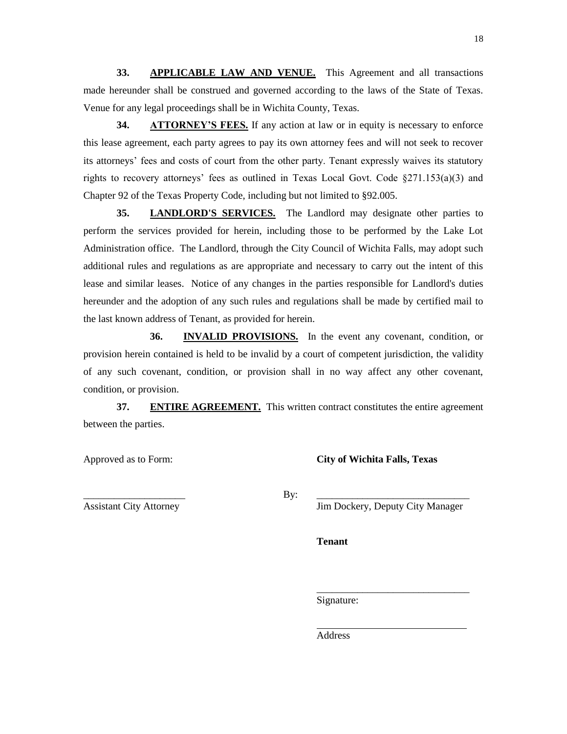**33. <u>APPLICABLE LAW AND VENUE.</u>** This Agreement and all transactions made hereunder shall be construed and governed according to the laws of the State of Texas. Venue for any legal proceedings shall be in Wichita County, Texas.

**34. <u>ATTORNEY'S FEES.</u>** If any action at law or in equity is necessary to enforce this lease agreement, each party agrees to pay its own attorney fees and will not seek to recover its attorneys' fees and costs of court from the other party. Tenant expressly waives its statutory rights to recovery attorneys' fees as outlined in Texas Local Govt. Code §271.153(a)(3) and Chapter 92 of the Texas Property Code, including but not limited to §92.005.

**35. <u>LANDLORD'S SERVICES.</u>** The Landlord may designate other parties to perform the services provided for herein, including those to be performed by the Lake Lot Administration office. The Landlord, through the City Council of Wichita Falls, may adopt such additional rules and regulations as are appropriate and necessary to carry out the intent of this lease and similar leases. Notice of any changes in the parties responsible for Landlord's duties hereunder and the adoption of any such rules and regulations shall be made by certified mail to the last known address of Tenant, as provided for herein.

**36. <u>INVALID PROVISIONS.</u>** In the event any covenant, condition, or provision herein contained is held to be invalid by a court of competent jurisdiction, the validity of any such covenant, condition, or provision shall in no way affect any other covenant, condition, or provision.

**37. <u>ENTIRE AGREEMENT.</u>** This written contract constitutes the entire agreement between the parties.

Approved as to Form:

____________________
Assistant City Attorney

**City of Wichita Falls, Texas**

By: ______________________________
Jim Dockery, Deputy City Manager

**Tenant**

______________________________
Signature:

______________________________
Address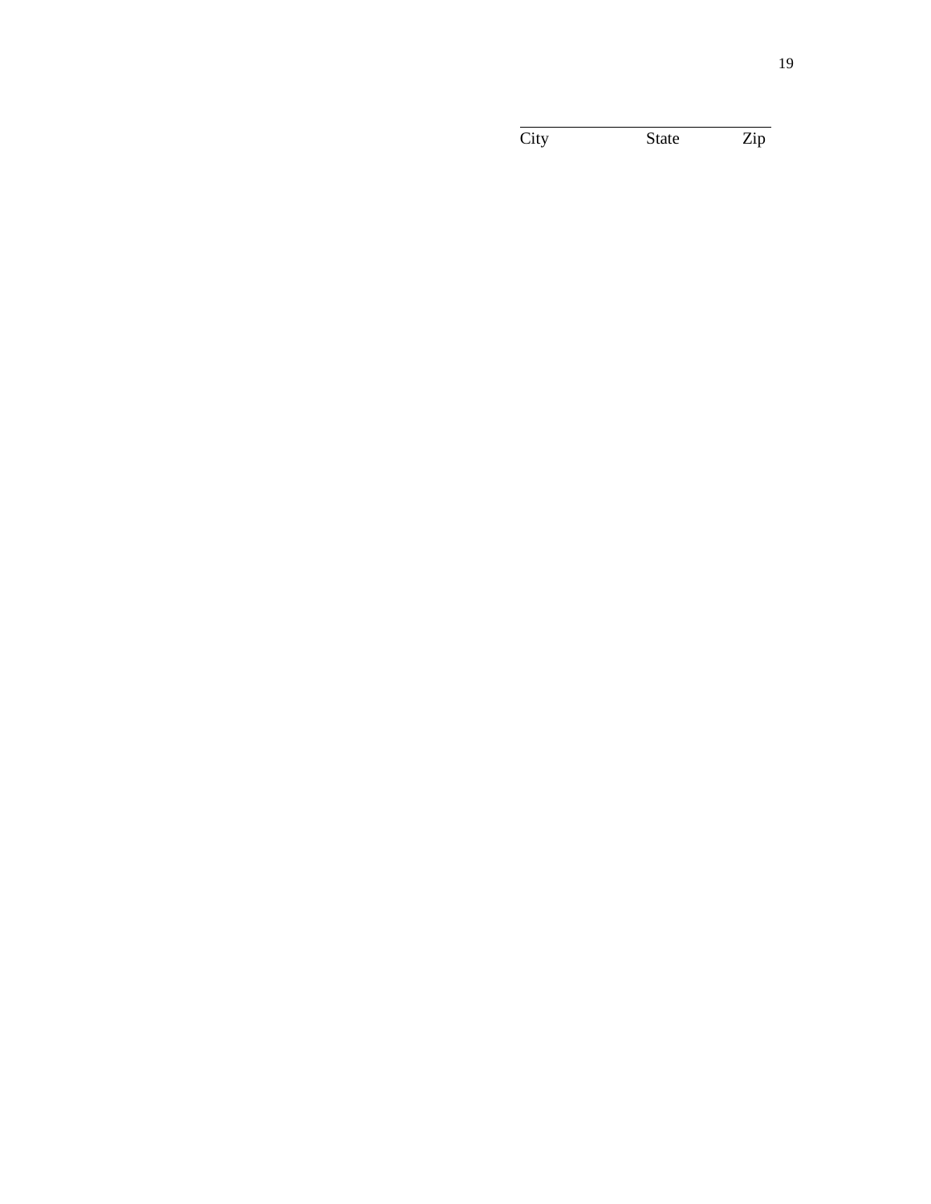\_\_\_\_\_\_\_\_\_\_\_\_\_\_\_\_\_\_\_\_\_\_\_\_\_\_\_\_\_\_\_\_\_\_\_\_\_\_\_\_

City State Zip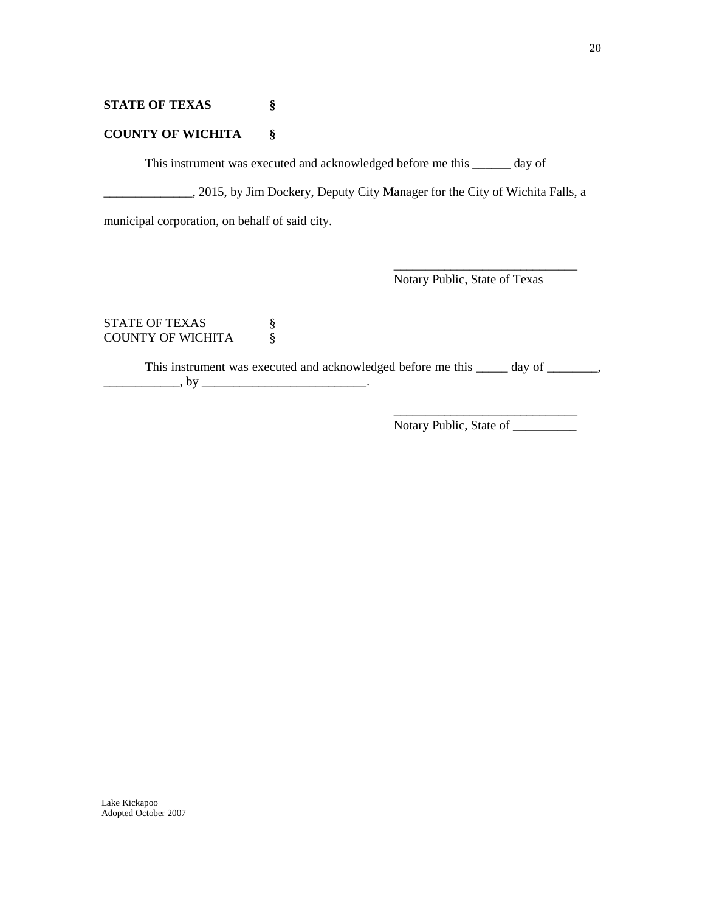**STATE OF TEXAS §**

**COUNTY OF WICHITA §**

This instrument was executed and acknowledged before me this ______ day of ______________, 2015, by Jim Dockery, Deputy City Manager for the City of Wichita Falls, a municipal corporation, on behalf of said city.

_____________________________
Notary Public, State of Texas

STATE OF TEXAS §
COUNTY OF WICHITA §

This instrument was executed and acknowledged before me this _____ day of ________, ____________, by __________________________.

_____________________________
Notary Public, State of __________